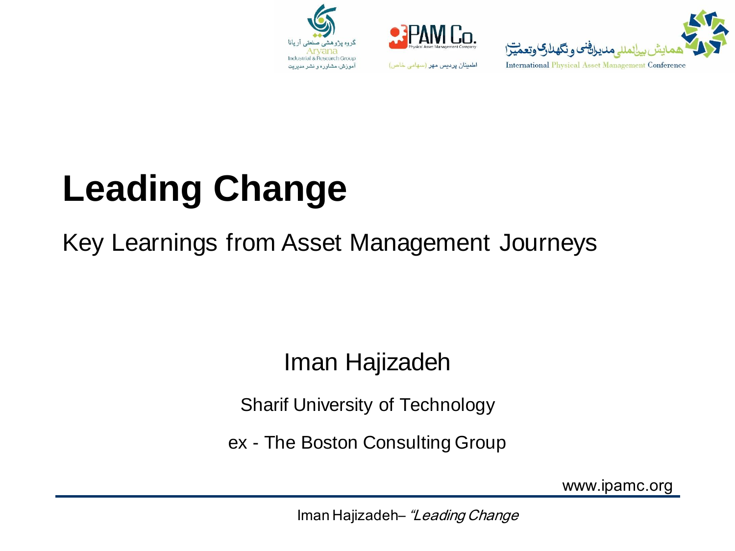# Leading Change

Key Learnings from Asset Management Journeys

Iman Hajizadeh

Sharif University of Technology

ex - The Boston Consulting Group

www.ipamc.org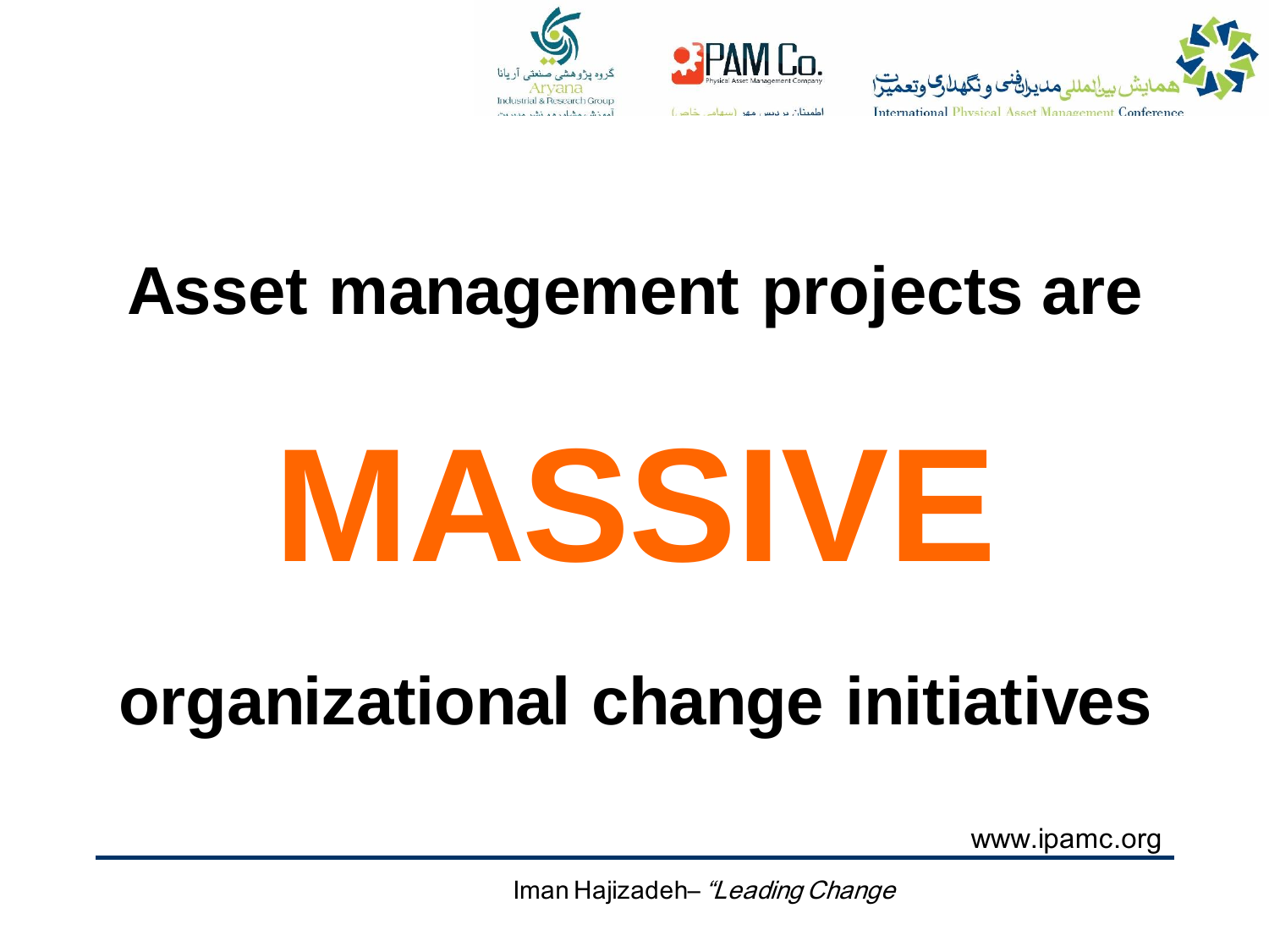**Asset management projects are**

# MASSIVE

**organizational change initiatives**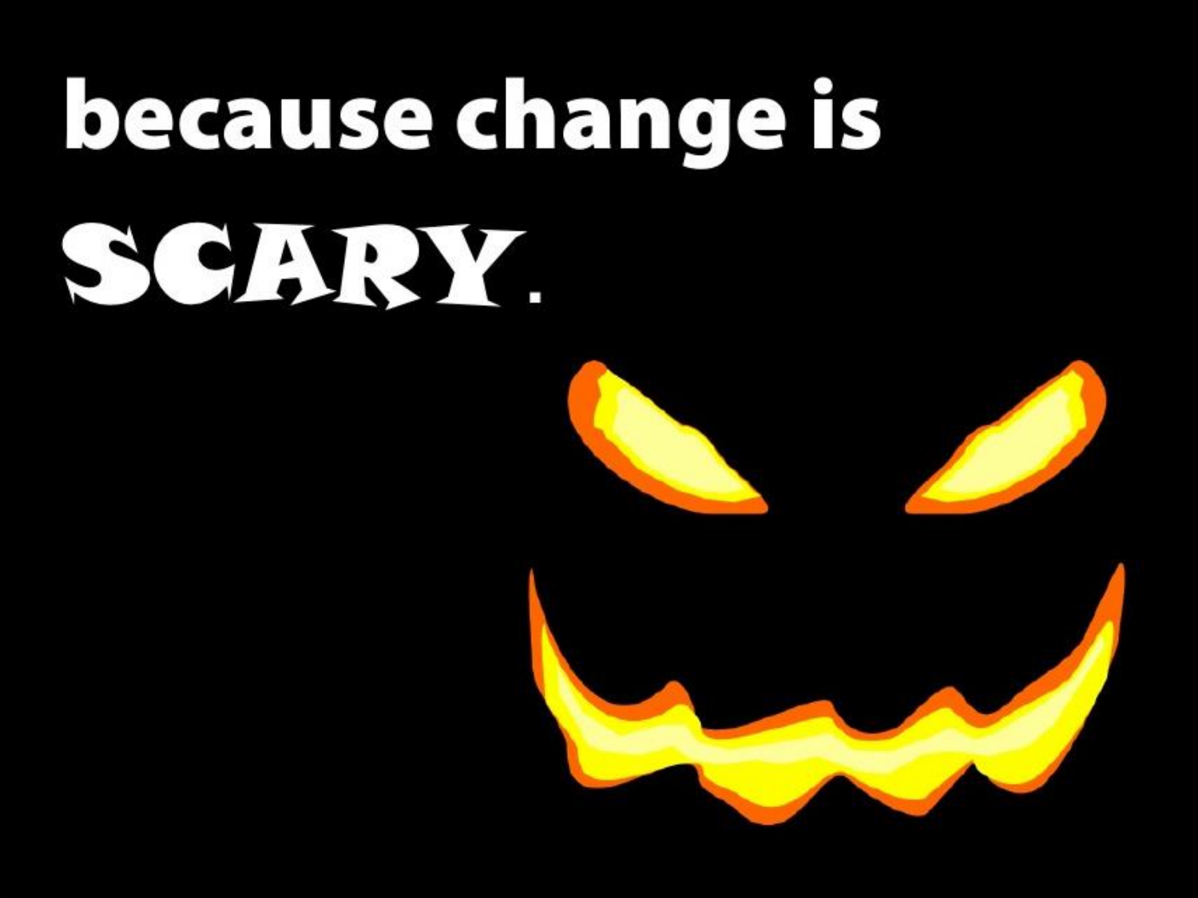because change is

**SCARY.**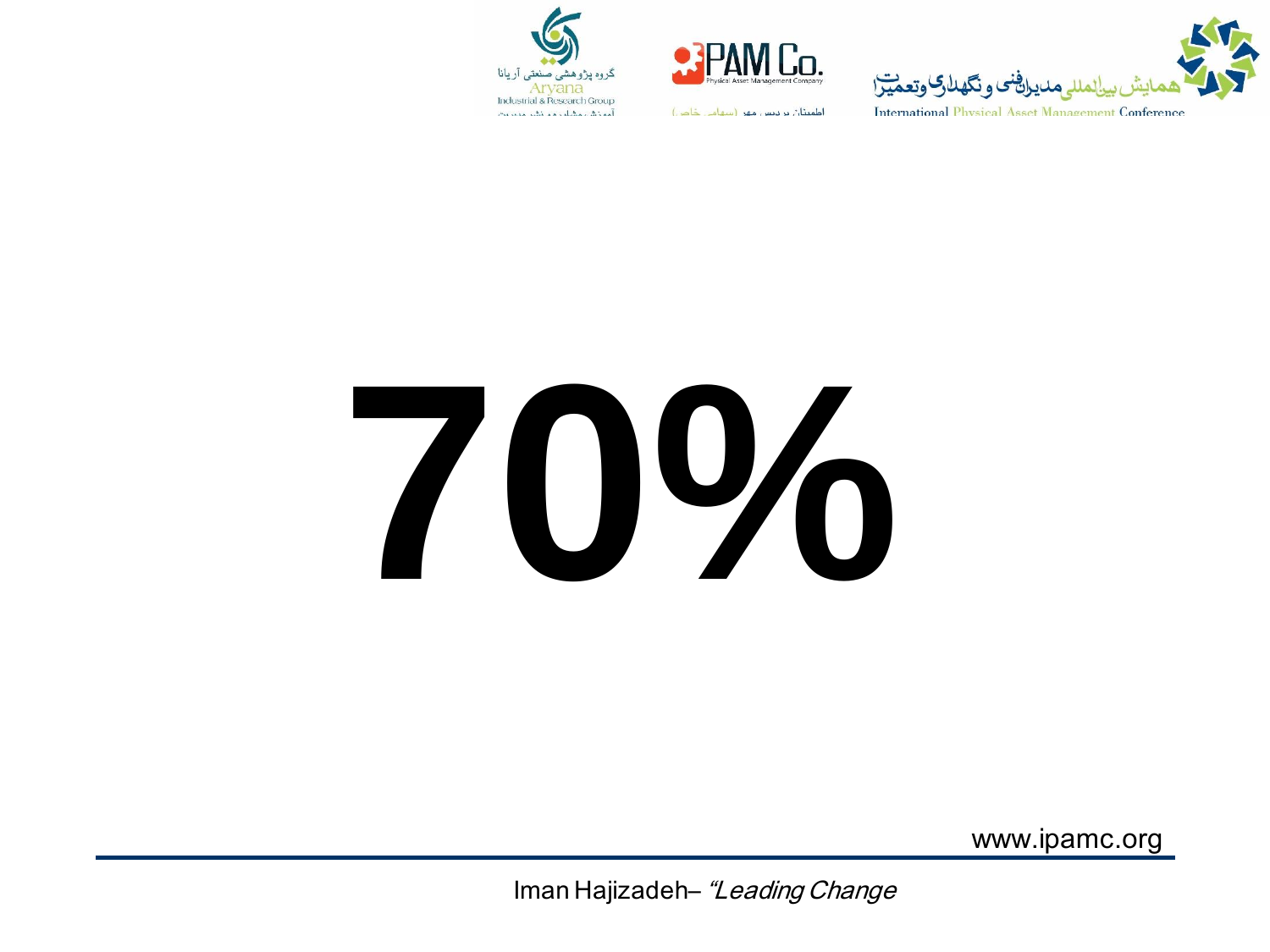# 70%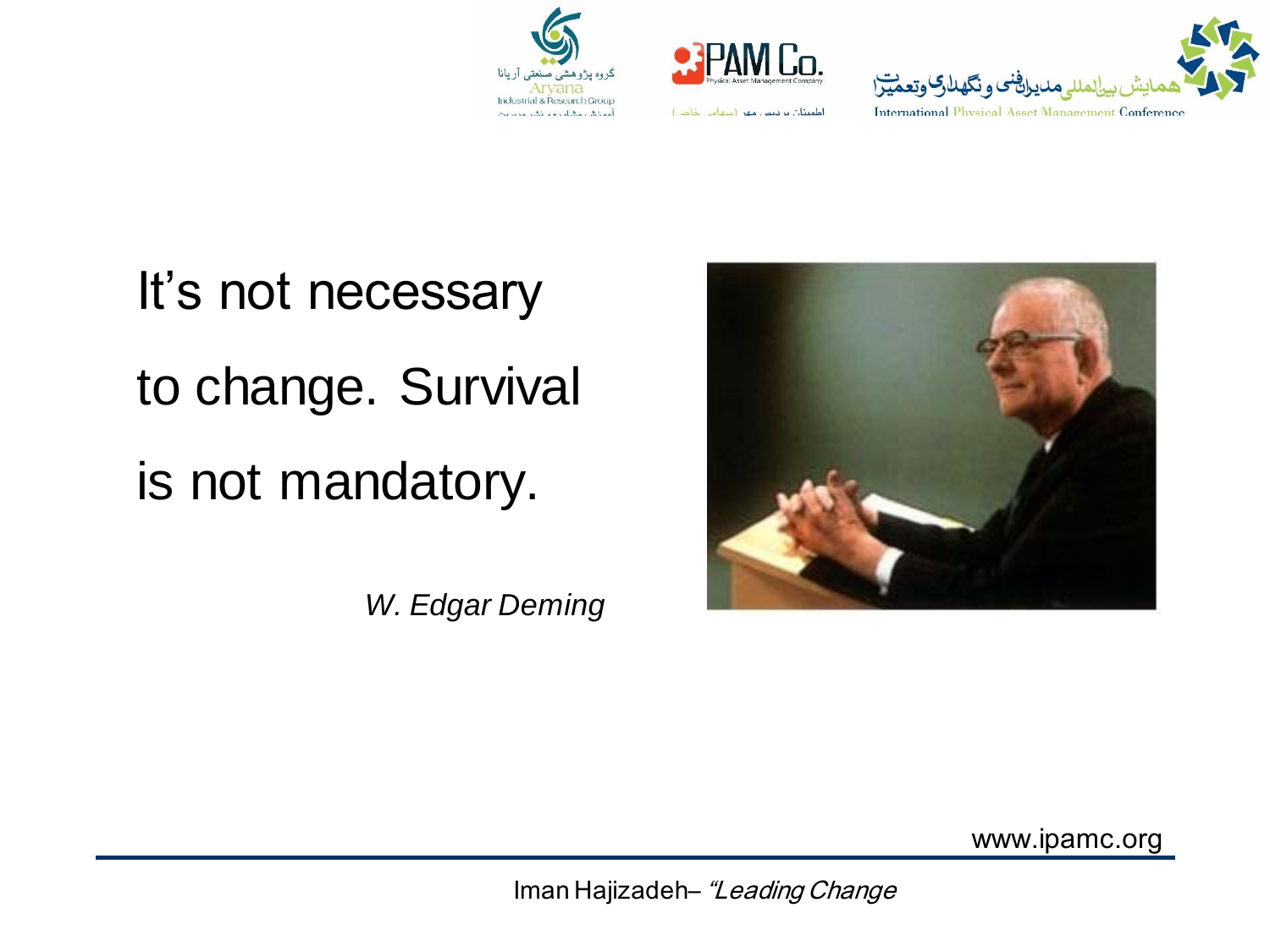It's not necessary to change. Survival is not mandatory.

*W. Edgar Deming*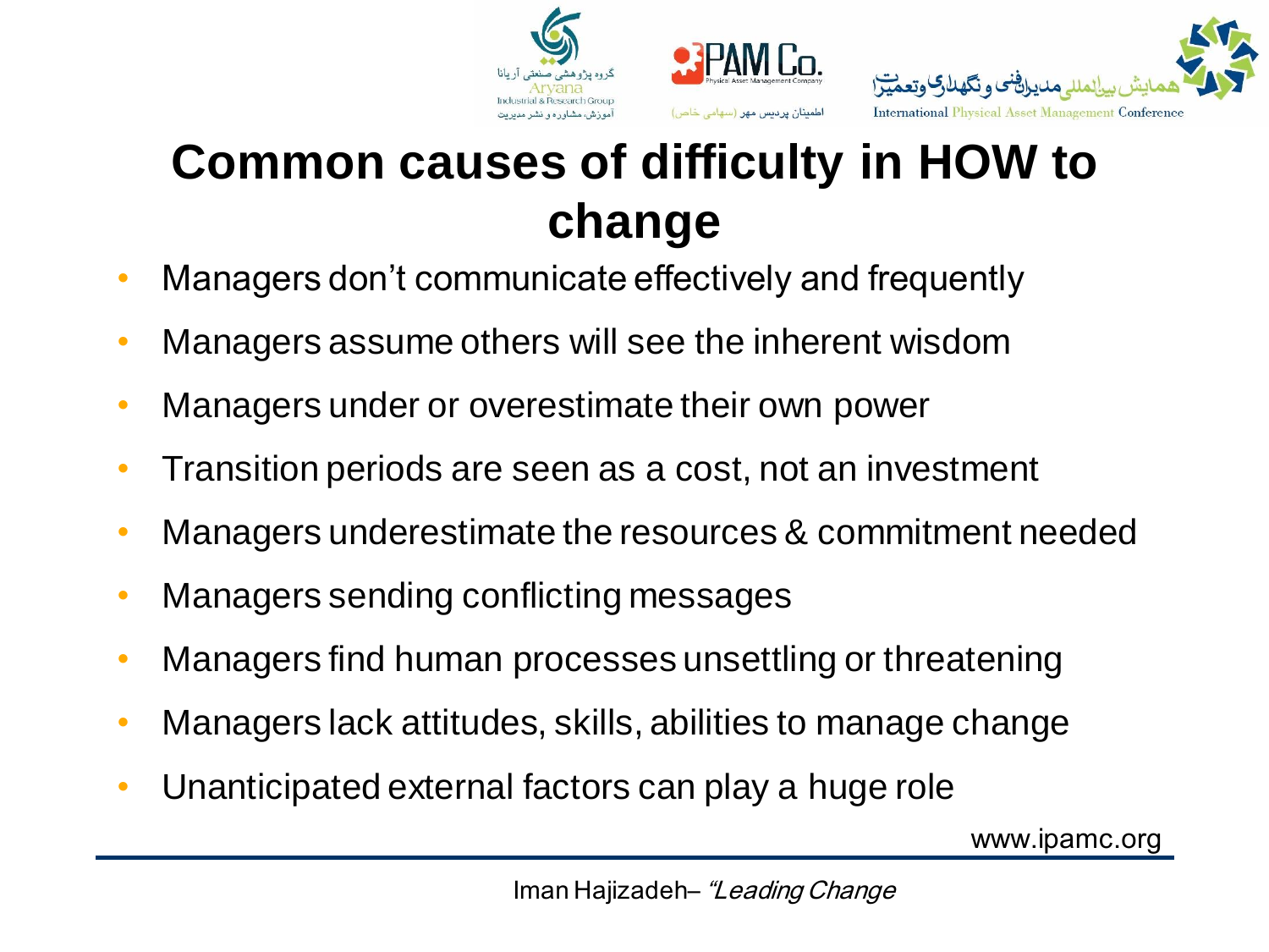# Common causes of difficulty in HOW to change

- Managers don't communicate effectively and frequently
- Managers assume others will see the inherent wisdom
- Managers under or overestimate their own power
- Transition periods are seen as a cost, not an investment
- Managers underestimate the resources & commitment needed
- Managers sending conflicting messages
- Managers find human processes unsettling or threatening
- Managers lack attitudes, skills, abilities to manage change
- Unanticipated external factors can play a huge role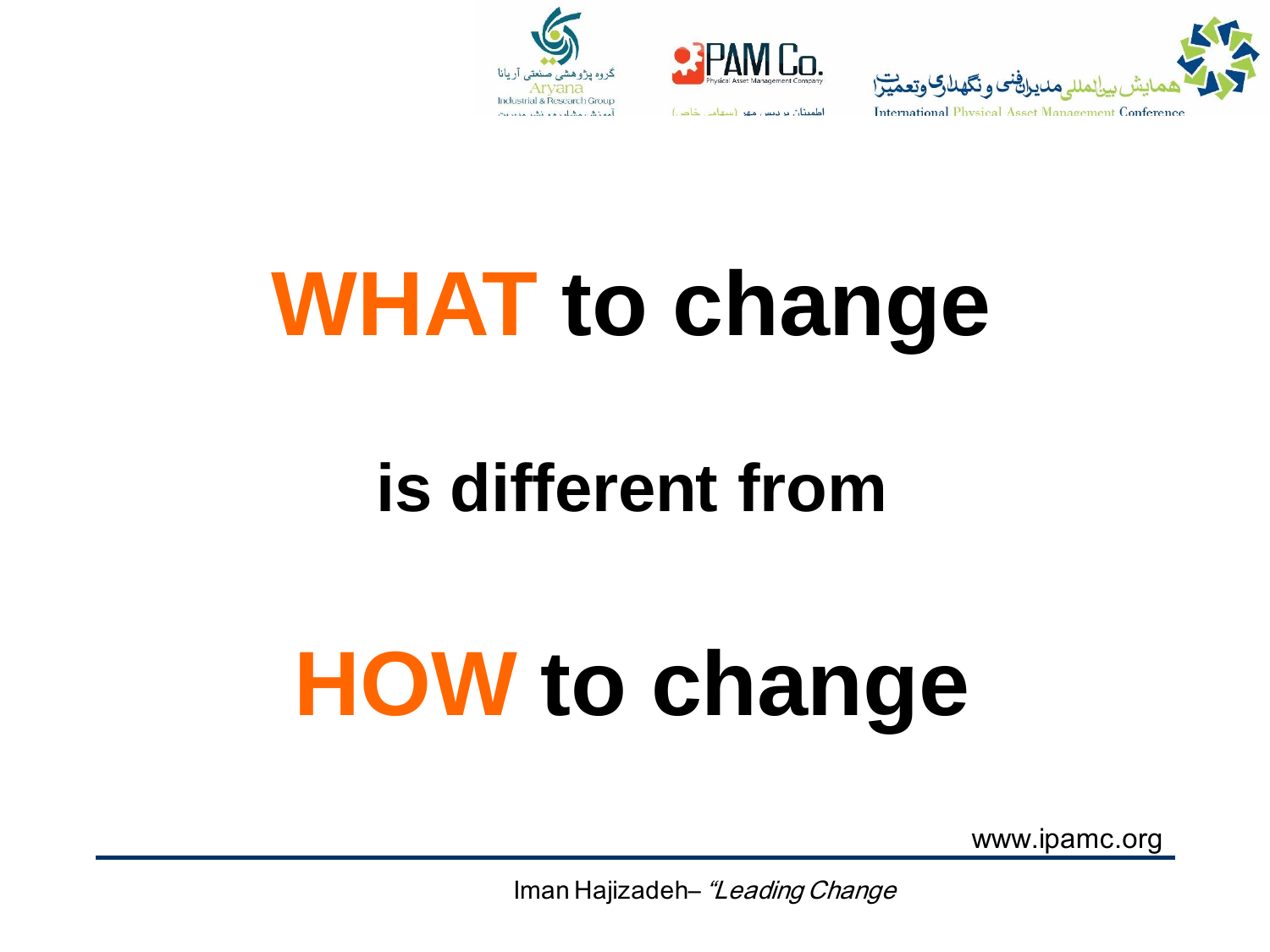# **WHAT to change**

## **is different from**

# **HOW to change**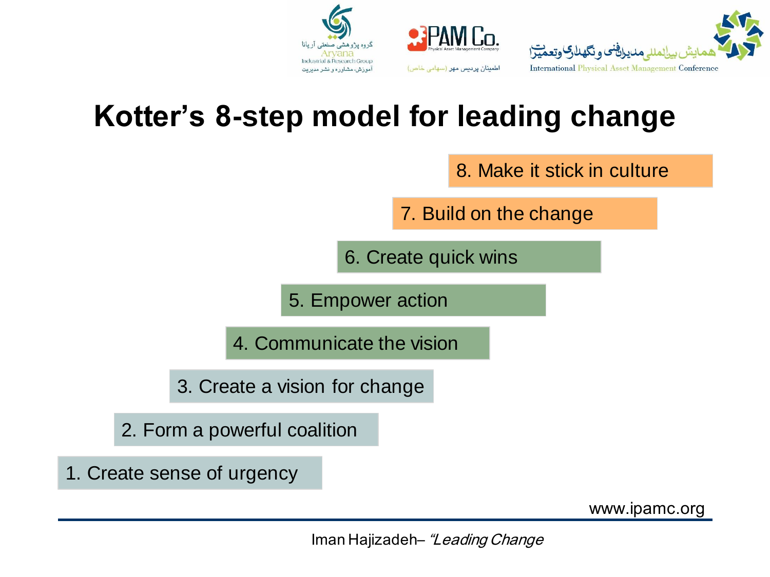# Kotter's 8-step model for leading change

1. Create sense of urgency
2. Form a powerful coalition
3. Create a vision for change
4. Communicate the vision
5. Empower action
6. Create quick wins
7. Build on the change
8. Make it stick in culture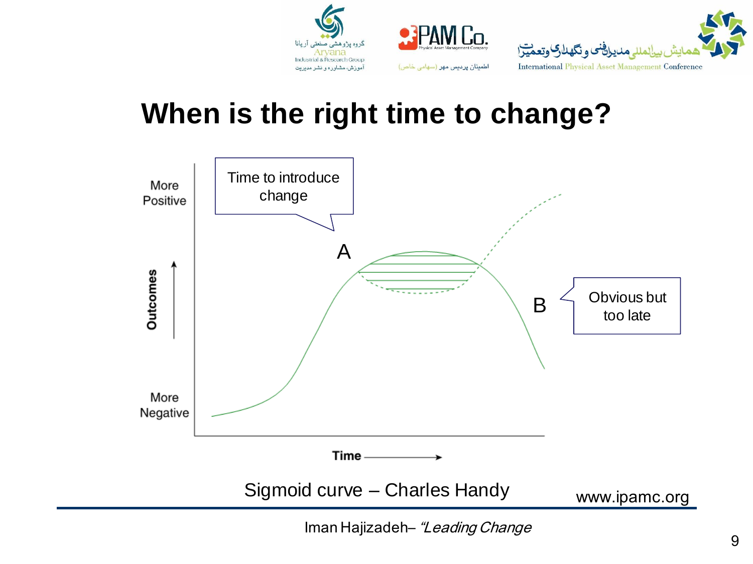# When is the right time to change?

Time to introduce change

A

B

Obvious but too late

More Positive

Outcomes

More Negative

Time

Sigmoid curve – Charles Handy

www.ipamc.org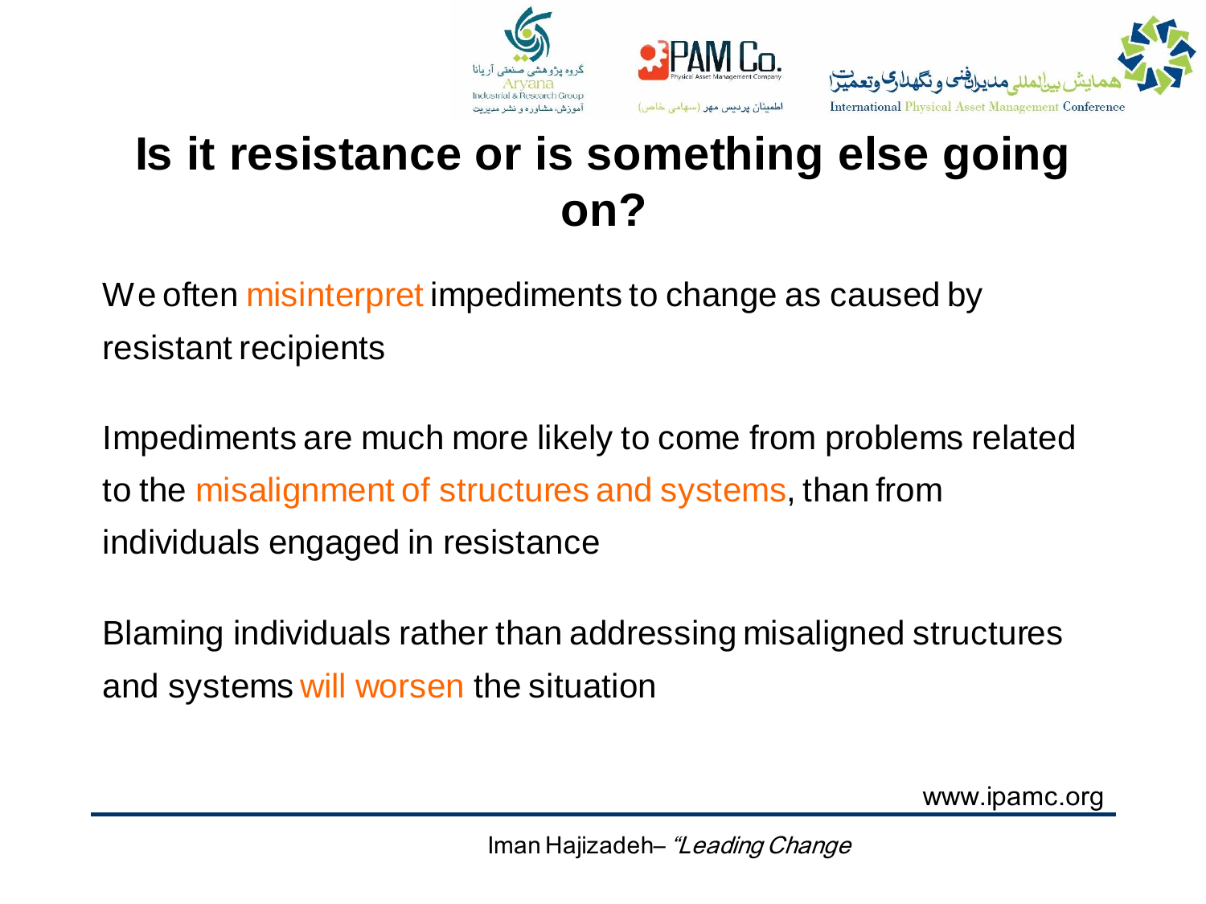# Is it resistance or is something else going on?

We often misinterpret impediments to change as caused by resistant recipients

Impediments are much more likely to come from problems related to the misalignment of structures and systems, than from individuals engaged in resistance

Blaming individuals rather than addressing misaligned structures and systems will worsen the situation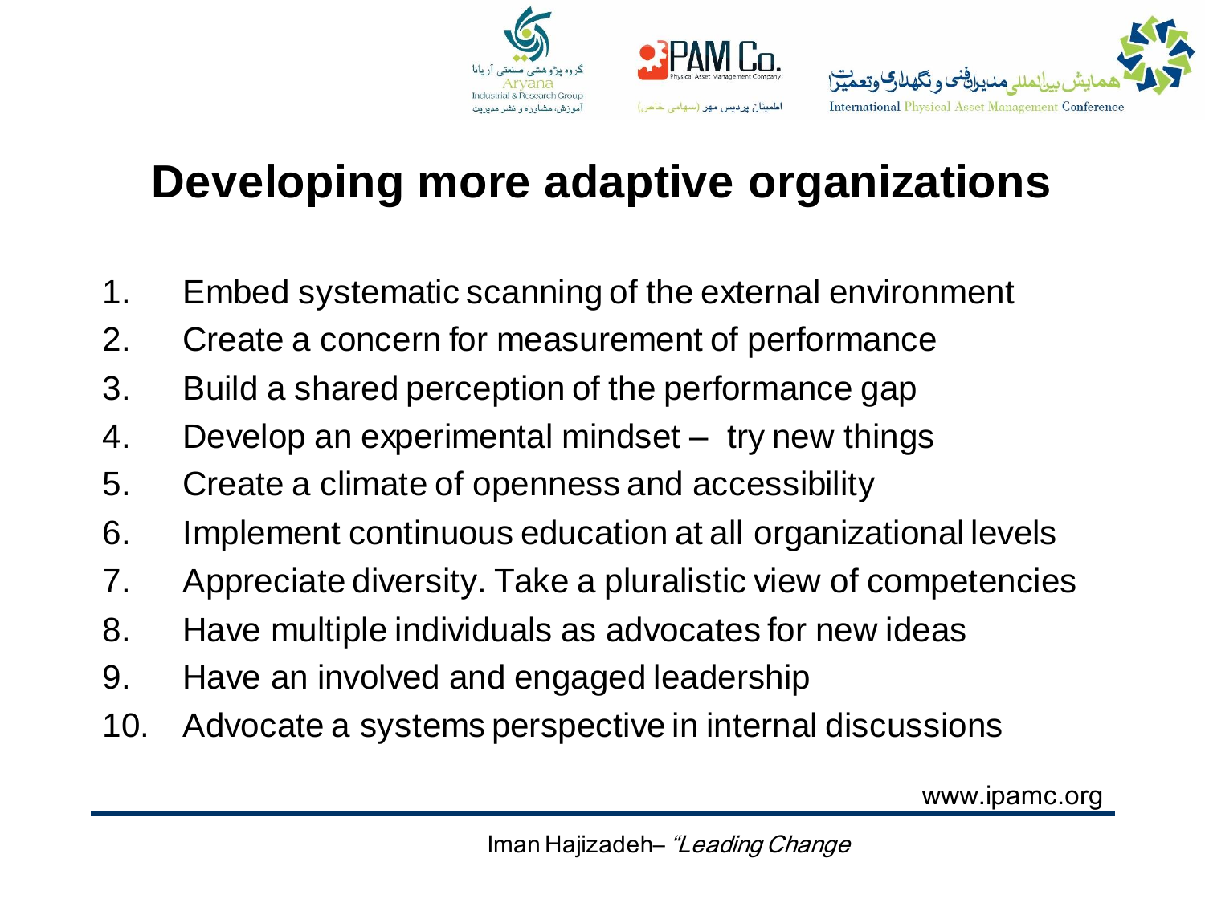# Developing more adaptive organizations

1. Embed systematic scanning of the external environment
2. Create a concern for measurement of performance
3. Build a shared perception of the performance gap
4. Develop an experimental mindset – try new things
5. Create a climate of openness and accessibility
6. Implement continuous education at all organizational levels
7. Appreciate diversity. Take a pluralistic view of competencies
8. Have multiple individuals as advocates for new ideas
9. Have an involved and engaged leadership
10. Advocate a systems perspective in internal discussions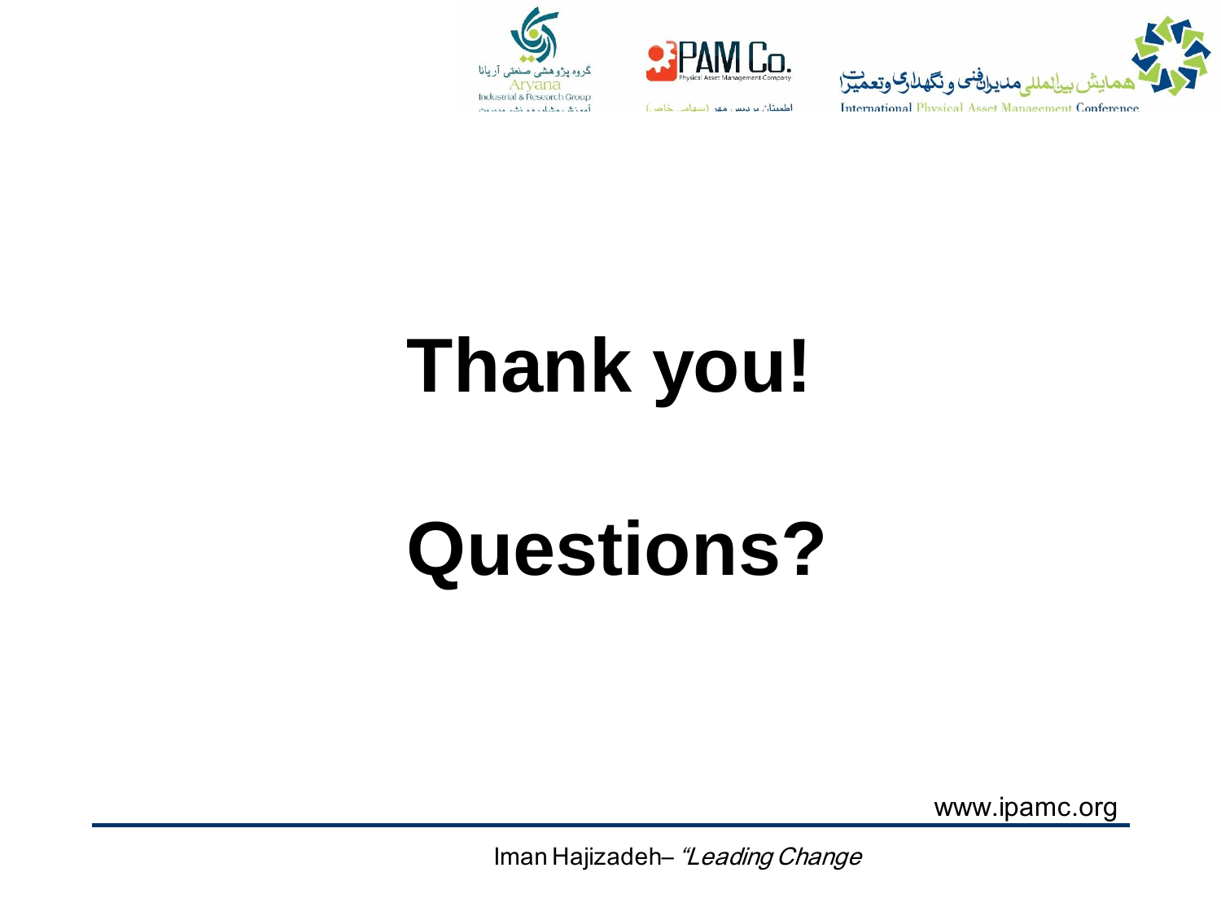# Thank you!

# Questions?